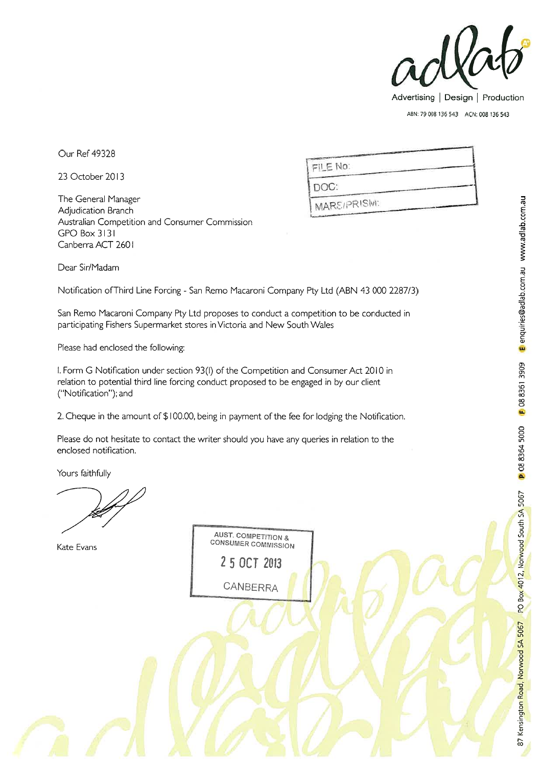adlab

Advertising | Design | Production

ABN: 79 008 136 543 ACN: 008 136 543

Our Ref 49328

23 October 2013

FILE No:

DOC:

MARS/PRISM:

The General Manager
Adjudication Branch
Australian Competition and Consumer Commission
GPO Box 3131
Canberra ACT 2601

Dear Sir/Madam

Notification of Third Line Forcing - San Remo Macaroni Company Pty Ltd (ABN 43 000 2287/3)

San Remo Macaroni Company Pty Ltd proposes to conduct a competition to be conducted in participating Fishers Supermarket stores in Victoria and New South Wales

Please had enclosed the following:

1. Form G Notification under section 93(1) of the Competition and Consumer Act 2010 in relation to potential third line forcing conduct proposed to be engaged in by our client ("Notification"); and

2. Cheque in the amount of $100.00, being in payment of the fee for lodging the Notification.

Please do not hesitate to contact the writer should you have any queries in relation to the enclosed notification.

Yours faithfully

Kate Evans

AUST. COMPETITION & CONSUMER COMMISSION
25 OCT 2013
CANBERRA

87 Kensington Road, Norwood SA 5067 PO Box 4012, Norwood South SA 5067 P 08 8364 5000 F 08 8361 3909 E enquiries@adlab.com.au www.adlab.com.au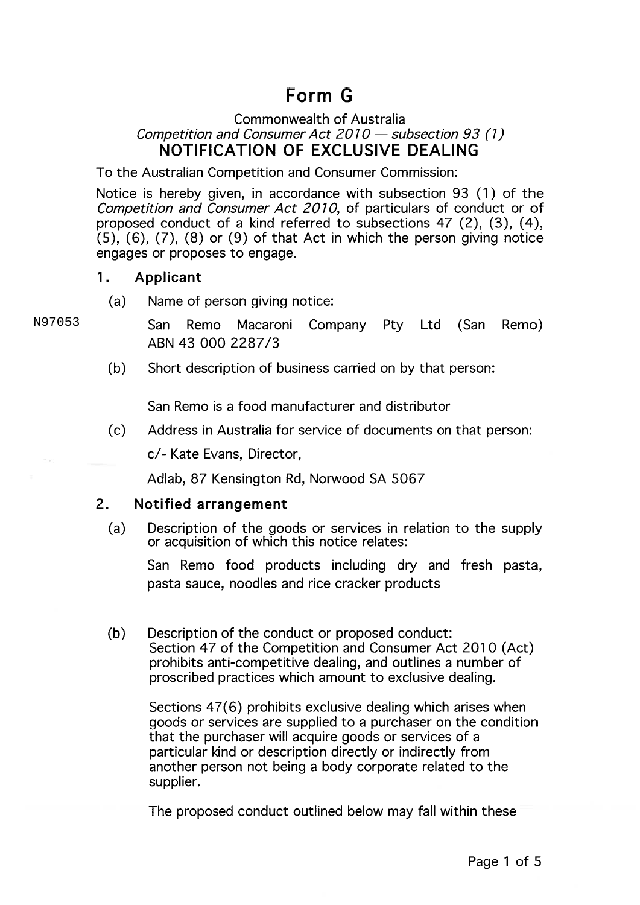# Form G

Commonwealth of Australia

*Competition and Consumer Act 2010 — subsection 93 (1)*

## NOTIFICATION OF EXCLUSIVE DEALING

To the Australian Competition and Consumer Commission:

Notice is hereby given, in accordance with subsection 93 (1) of the *Competition and Consumer Act 2010*, of particulars of conduct or of proposed conduct of a kind referred to subsections 47 (2), (3), (4), (5), (6), (7), (8) or (9) of that Act in which the person giving notice engages or proposes to engage.

### 1. Applicant

(a) Name of person giving notice:

N97053

San Remo Macaroni Company Pty Ltd (San Remo) ABN 43 000 2287/3

(b) Short description of business carried on by that person:

San Remo is a food manufacturer and distributor

(c) Address in Australia for service of documents on that person:

c/- Kate Evans, Director,

Adlab, 87 Kensington Rd, Norwood SA 5067

### 2. Notified arrangement

(a) Description of the goods or services in relation to the supply or acquisition of which this notice relates:

San Remo food products including dry and fresh pasta, pasta sauce, noodles and rice cracker products

(b) Description of the conduct or proposed conduct:
Section 47 of the Competition and Consumer Act 2010 (Act) prohibits anti-competitive dealing, and outlines a number of proscribed practices which amount to exclusive dealing.

Sections 47(6) prohibits exclusive dealing which arises when goods or services are supplied to a purchaser on the condition that the purchaser will acquire goods or services of a particular kind or description directly or indirectly from another person not being a body corporate related to the supplier.

The proposed conduct outlined below may fall within these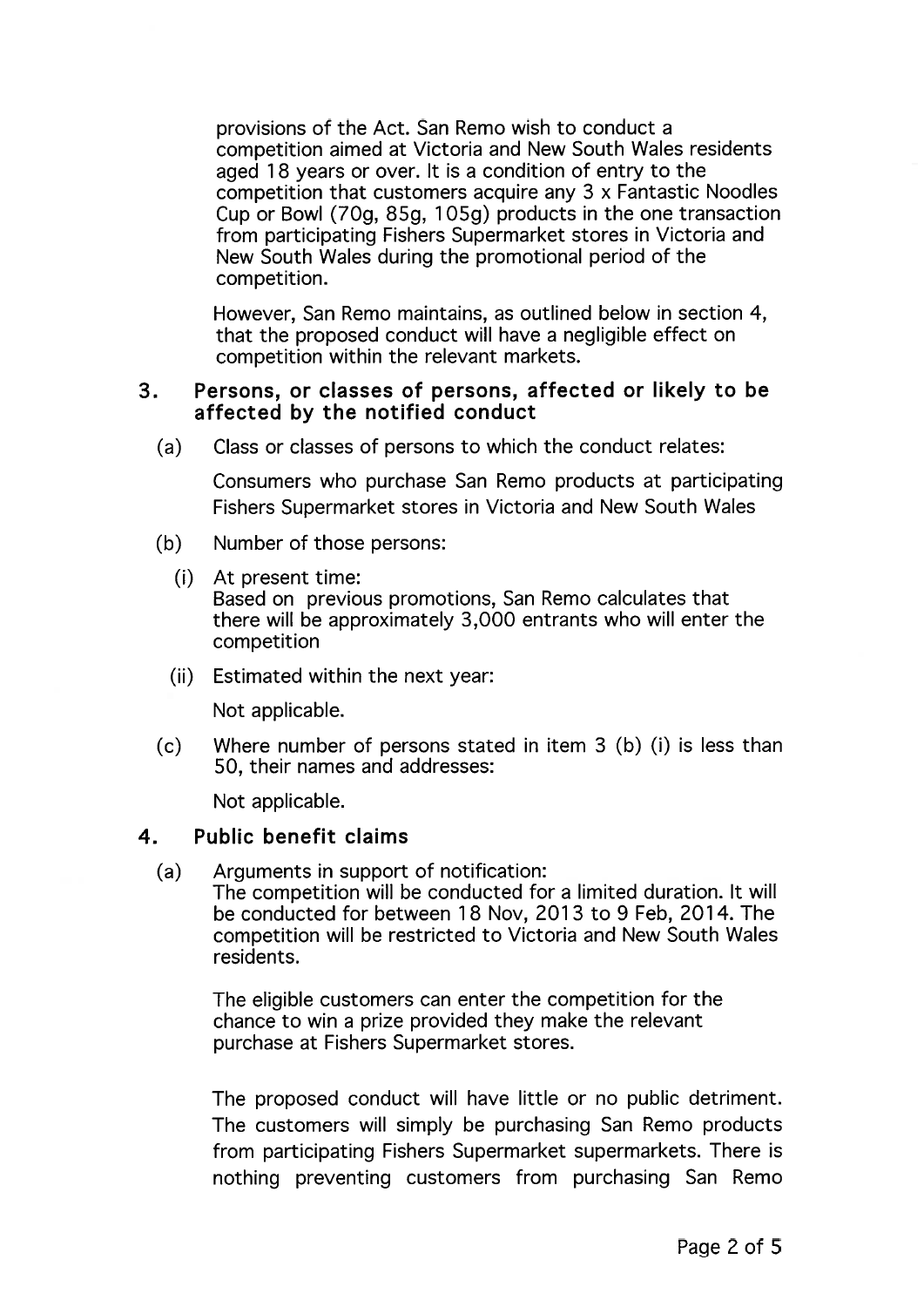provisions of the Act. San Remo wish to conduct a competition aimed at Victoria and New South Wales residents aged 18 years or over. It is a condition of entry to the competition that customers acquire any 3 x Fantastic Noodles Cup or Bowl (70g, 85g, 105g) products in the one transaction from participating Fishers Supermarket stores in Victoria and New South Wales during the promotional period of the competition.

However, San Remo maintains, as outlined below in section 4, that the proposed conduct will have a negligible effect on competition within the relevant markets.

## 3. Persons, or classes of persons, affected or likely to be affected by the notified conduct

(a) Class or classes of persons to which the conduct relates:

Consumers who purchase San Remo products at participating Fishers Supermarket stores in Victoria and New South Wales

(b) Number of those persons:

(i) At present time:
Based on previous promotions, San Remo calculates that there will be approximately 3,000 entrants who will enter the competition

(ii) Estimated within the next year:

Not applicable.

(c) Where number of persons stated in item 3 (b) (i) is less than 50, their names and addresses:

Not applicable.

## 4. Public benefit claims

(a) Arguments in support of notification:
The competition will be conducted for a limited duration. It will be conducted for between 18 Nov, 2013 to 9 Feb, 2014. The competition will be restricted to Victoria and New South Wales residents.

The eligible customers can enter the competition for the chance to win a prize provided they make the relevant purchase at Fishers Supermarket stores.

The proposed conduct will have little or no public detriment. The customers will simply be purchasing San Remo products from participating Fishers Supermarket supermarkets. There is nothing preventing customers from purchasing San Remo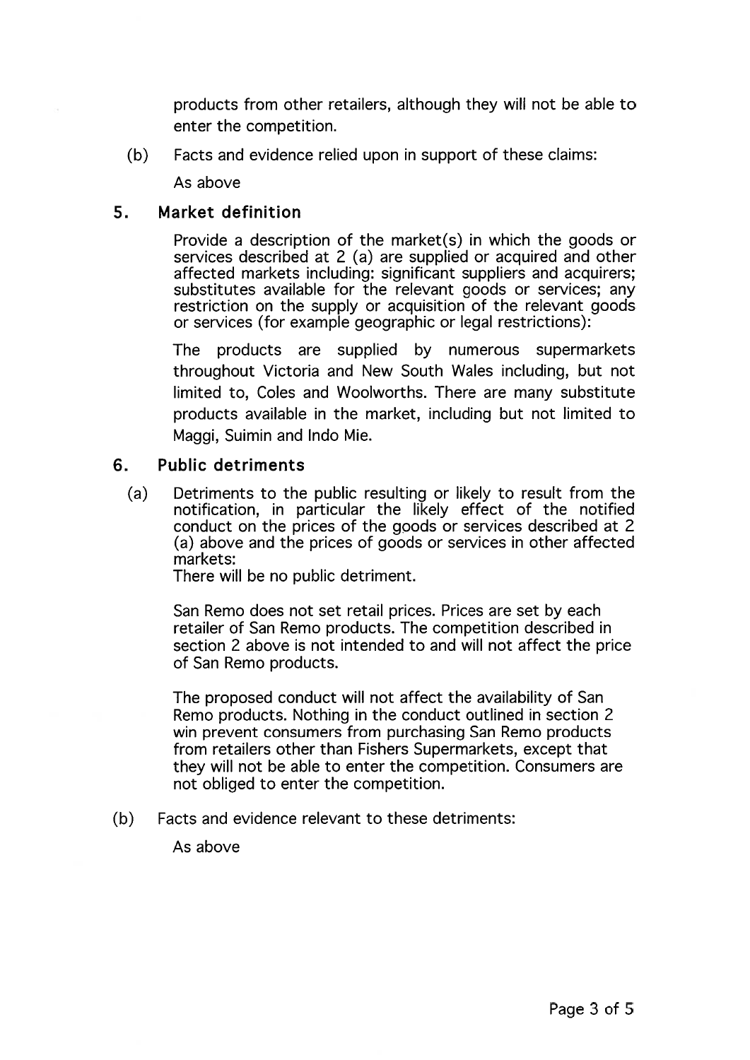products from other retailers, although they will not be able to enter the competition.

(b) Facts and evidence relied upon in support of these claims:

As above

## 5. Market definition

Provide a description of the market(s) in which the goods or services described at 2 (a) are supplied or acquired and other affected markets including: significant suppliers and acquirers; substitutes available for the relevant goods or services; any restriction on the supply or acquisition of the relevant goods or services (for example geographic or legal restrictions):

The products are supplied by numerous supermarkets throughout Victoria and New South Wales including, but not limited to, Coles and Woolworths. There are many substitute products available in the market, including but not limited to Maggi, Suimin and Indo Mie.

## 6. Public detriments

(a) Detriments to the public resulting or likely to result from the notification, in particular the likely effect of the notified conduct on the prices of the goods or services described at 2 (a) above and the prices of goods or services in other affected markets:

There will be no public detriment.

San Remo does not set retail prices. Prices are set by each retailer of San Remo products. The competition described in section 2 above is not intended to and will not affect the price of San Remo products.

The proposed conduct will not affect the availability of San Remo products. Nothing in the conduct outlined in section 2 win prevent consumers from purchasing San Remo products from retailers other than Fishers Supermarkets, except that they will not be able to enter the competition. Consumers are not obliged to enter the competition.

(b) Facts and evidence relevant to these detriments:

As above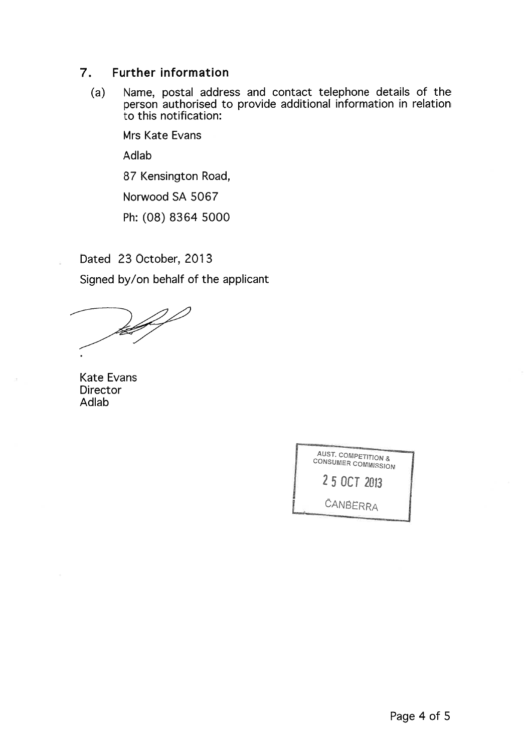## 7. Further information

(a) Name, postal address and contact telephone details of the person authorised to provide additional information in relation to this notification:

Mrs Kate Evans

Adlab

87 Kensington Road,

Norwood SA 5067

Ph: (08) 8364 5000

Dated 23 October, 2013

Signed by/on behalf of the applicant

Kate Evans
Director
Adlab

AUST. COMPETITION &
CONSUMER COMMISSION
25 OCT 2013
CANBERRA